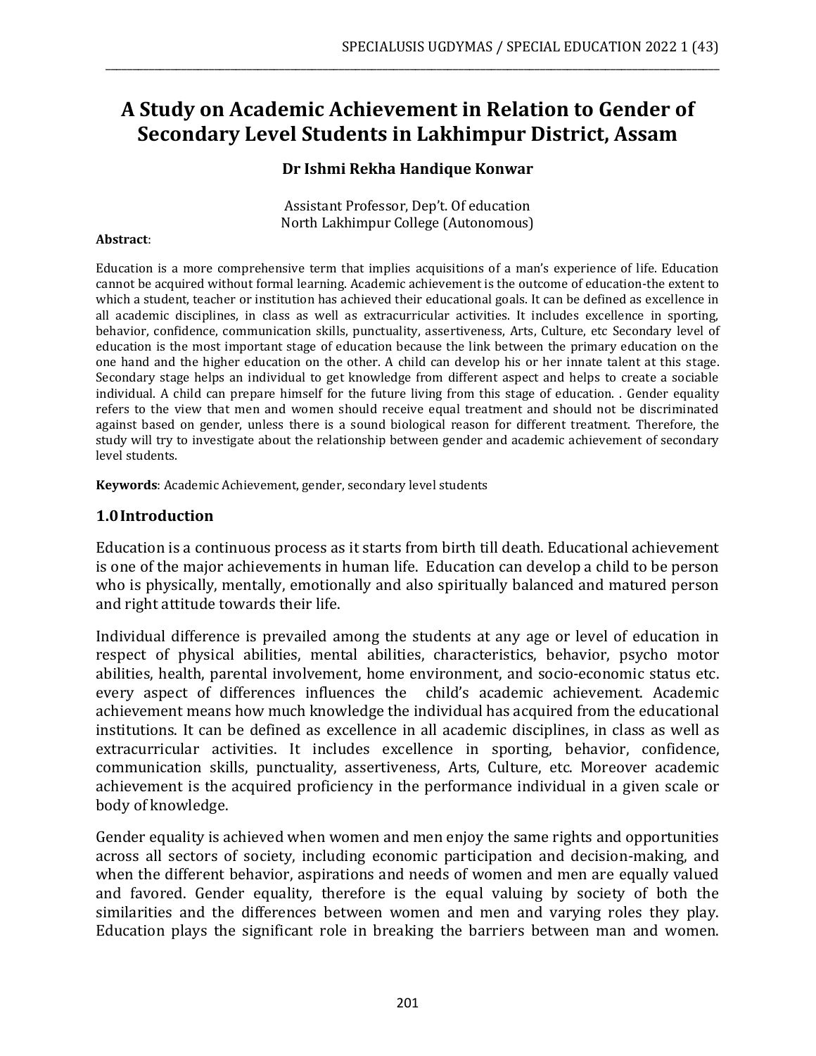# A Study on Academic Achievement in Relation to Gender of Secondary Level Students in Lakhimpur District, Assam

**Dr Ishmi Rekha Handique Konwar**

Assistant Professor, Dep't. Of education
North Lakhimpur College (Autonomous)

**Abstract**:

Education is a more comprehensive term that implies acquisitions of a man's experience of life. Education cannot be acquired without formal learning. Academic achievement is the outcome of education-the extent to which a student, teacher or institution has achieved their educational goals. It can be defined as excellence in all academic disciplines, in class as well as extracurricular activities. It includes excellence in sporting, behavior, confidence, communication skills, punctuality, assertiveness, Arts, Culture, etc Secondary level of education is the most important stage of education because the link between the primary education on the one hand and the higher education on the other. A child can develop his or her innate talent at this stage. Secondary stage helps an individual to get knowledge from different aspect and helps to create a sociable individual. A child can prepare himself for the future living from this stage of education. . Gender equality refers to the view that men and women should receive equal treatment and should not be discriminated against based on gender, unless there is a sound biological reason for different treatment. Therefore, the study will try to investigate about the relationship between gender and academic achievement of secondary level students.

**Keywords**: Academic Achievement, gender, secondary level students

## 1.0 Introduction

Education is a continuous process as it starts from birth till death. Educational achievement is one of the major achievements in human life. Education can develop a child to be person who is physically, mentally, emotionally and also spiritually balanced and matured person and right attitude towards their life.

Individual difference is prevailed among the students at any age or level of education in respect of physical abilities, mental abilities, characteristics, behavior, psycho motor abilities, health, parental involvement, home environment, and socio-economic status etc. every aspect of differences influences the child's academic achievement. Academic achievement means how much knowledge the individual has acquired from the educational institutions. It can be defined as excellence in all academic disciplines, in class as well as extracurricular activities. It includes excellence in sporting, behavior, confidence, communication skills, punctuality, assertiveness, Arts, Culture, etc. Moreover academic achievement is the acquired proficiency in the performance individual in a given scale or body of knowledge.

Gender equality is achieved when women and men enjoy the same rights and opportunities across all sectors of society, including economic participation and decision-making, and when the different behavior, aspirations and needs of women and men are equally valued and favored. Gender equality, therefore is the equal valuing by society of both the similarities and the differences between women and men and varying roles they play. Education plays the significant role in breaking the barriers between man and women.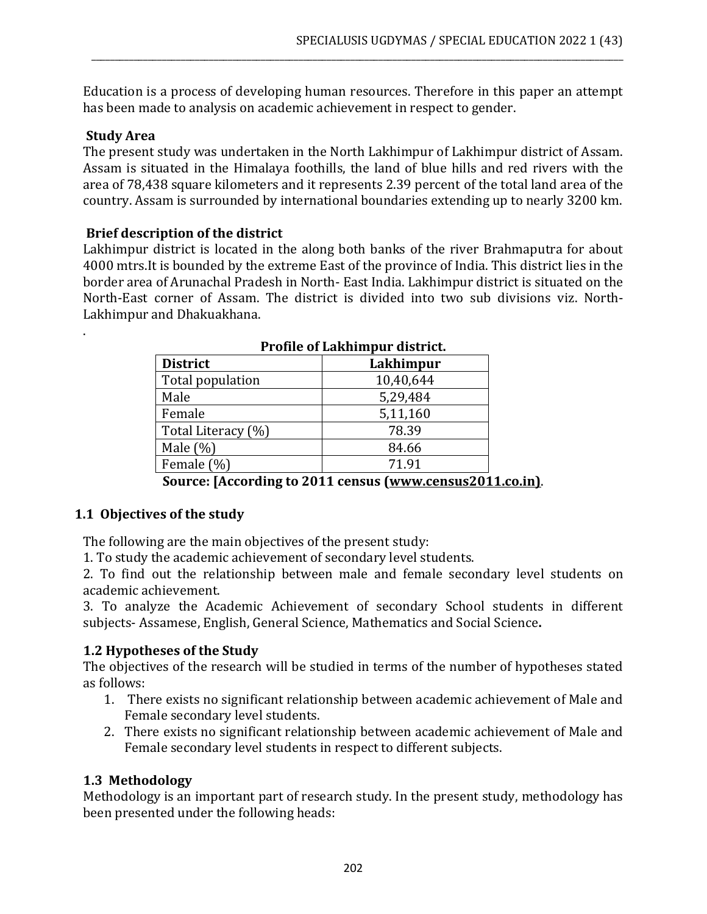Education is a process of developing human resources. Therefore in this paper an attempt has been made to analysis on academic achievement in respect to gender.

**Study Area**

The present study was undertaken in the North Lakhimpur of Lakhimpur district of Assam. Assam is situated in the Himalaya foothills, the land of blue hills and red rivers with the area of 78,438 square kilometers and it represents 2.39 percent of the total land area of the country. Assam is surrounded by international boundaries extending up to nearly 3200 km.

**Brief description of the district**

Lakhimpur district is located in the along both banks of the river Brahmaputra for about 4000 mtrs.It is bounded by the extreme East of the province of India. This district lies in the border area of Arunachal Pradesh in North- East India. Lakhimpur district is situated on the North-East corner of Assam. The district is divided into two sub divisions viz. North-Lakhimpur and Dhakuakhana.

.

**Profile of Lakhimpur district.**

| District | Lakhimpur |
|---|---|
| Total population | 10,40,644 |
| Male | 5,29,484 |
| Female | 5,11,160 |
| Total Literacy (%) | 78.39 |
| Male (%) | 84.66 |
| Female (%) | 71.91 |

**Source: [According to 2011 census (www.census2011.co.in)**.

## 1.1 Objectives of the study

The following are the main objectives of the present study:

1. To study the academic achievement of secondary level students.
2. To find out the relationship between male and female secondary level students on academic achievement.
3. To analyze the Academic Achievement of secondary School students in different subjects- Assamese, English, General Science, Mathematics and Social Science**.**

## 1.2 Hypotheses of the Study

The objectives of the research will be studied in terms of the number of hypotheses stated as follows:

1. There exists no significant relationship between academic achievement of Male and Female secondary level students.
2. There exists no significant relationship between academic achievement of Male and Female secondary level students in respect to different subjects.

## 1.3 Methodology

Methodology is an important part of research study. In the present study, methodology has been presented under the following heads: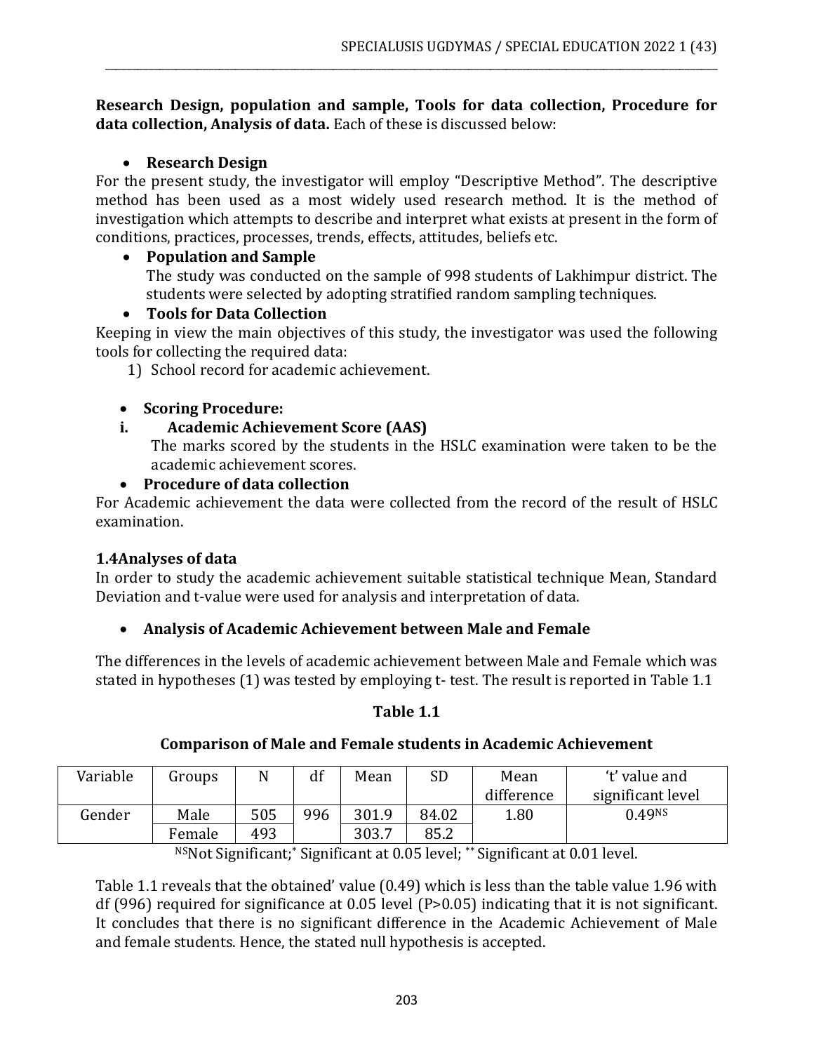**Research Design, population and sample, Tools for data collection, Procedure for data collection, Analysis of data.** Each of these is discussed below:

- **Research Design**

For the present study, the investigator will employ "Descriptive Method". The descriptive method has been used as a most widely used research method. It is the method of investigation which attempts to describe and interpret what exists at present in the form of conditions, practices, processes, trends, effects, attitudes, beliefs etc.

- **Population and Sample**

  The study was conducted on the sample of 998 students of Lakhimpur district. The students were selected by adopting stratified random sampling techniques.

- **Tools for Data Collection**

Keeping in view the main objectives of this study, the investigator was used the following tools for collecting the required data:

1) School record for academic achievement.

- **Scoring Procedure:**

**i. Academic Achievement Score (AAS)**

The marks scored by the students in the HSLC examination were taken to be the academic achievement scores.

- **Procedure of data collection**

For Academic achievement the data were collected from the record of the result of HSLC examination.

### 1.4Analyses of data

In order to study the academic achievement suitable statistical technique Mean, Standard Deviation and t-value were used for analysis and interpretation of data.

- **Analysis of Academic Achievement between Male and Female**

The differences in the levels of academic achievement between Male and Female which was stated in hypotheses (1) was tested by employing t- test. The result is reported in Table 1.1

**Table 1.1**

**Comparison of Male and Female students in Academic Achievement**

| Variable | Groups | N | df | Mean | SD | Mean difference | 't' value and significant level |
|---|---|---|---|---|---|---|---|
| Gender | Male | 505 | 996 | 301.9 | 84.02 | 1.80 | $0.49^{NS}$ |
| | Female | 493 | | 303.7 | 85.2 | | |

$^{NS}$Not Significant; $^{*}$ Significant at 0.05 level; $^{**}$ Significant at 0.01 level.

Table 1.1 reveals that the obtained' value (0.49) which is less than the table value 1.96 with df (996) required for significance at 0.05 level (P>0.05) indicating that it is not significant. It concludes that there is no significant difference in the Academic Achievement of Male and female students. Hence, the stated null hypothesis is accepted.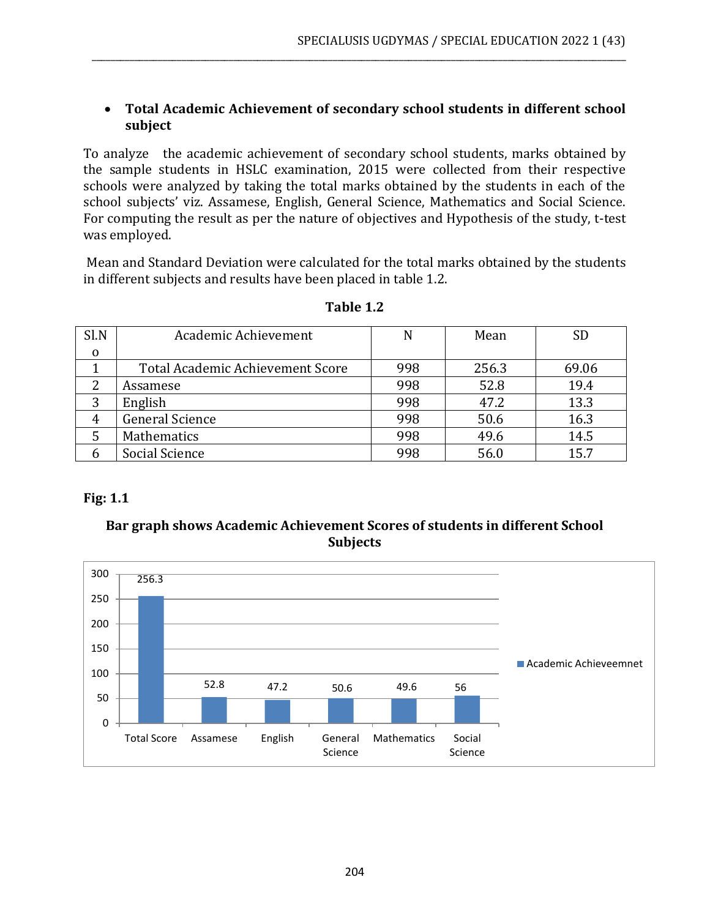- **Total Academic Achievement of secondary school students in different school subject**

To analyze the academic achievement of secondary school students, marks obtained by the sample students in HSLC examination, 2015 were collected from their respective schools were analyzed by taking the total marks obtained by the students in each of the school subjects' viz. Assamese, English, General Science, Mathematics and Social Science. For computing the result as per the nature of objectives and Hypothesis of the study, t-test was employed.

Mean and Standard Deviation were calculated for the total marks obtained by the students in different subjects and results have been placed in table 1.2.

**Table 1.2**

| Sl.No | Academic Achievement | N | Mean | SD |
|---|---|---|---|---|
| 1 | Total Academic Achievement Score | 998 | 256.3 | 69.06 |
| 2 | Assamese | 998 | 52.8 | 19.4 |
| 3 | English | 998 | 47.2 | 13.3 |
| 4 | General Science | 998 | 50.6 | 16.3 |
| 5 | Mathematics | 998 | 49.6 | 14.5 |
| 6 | Social Science | 998 | 56.0 | 15.7 |

**Fig: 1.1**

**Bar graph shows Academic Achievement Scores of students in different School Subjects**

| | Total Score | Assamese | English | General Science | Mathematics | Social Science |
|---|---|---|---|---|---|---|
| Academic Achieveemnet | 256.3 | 52.8 | 47.2 | 50.6 | 49.6 | 56 |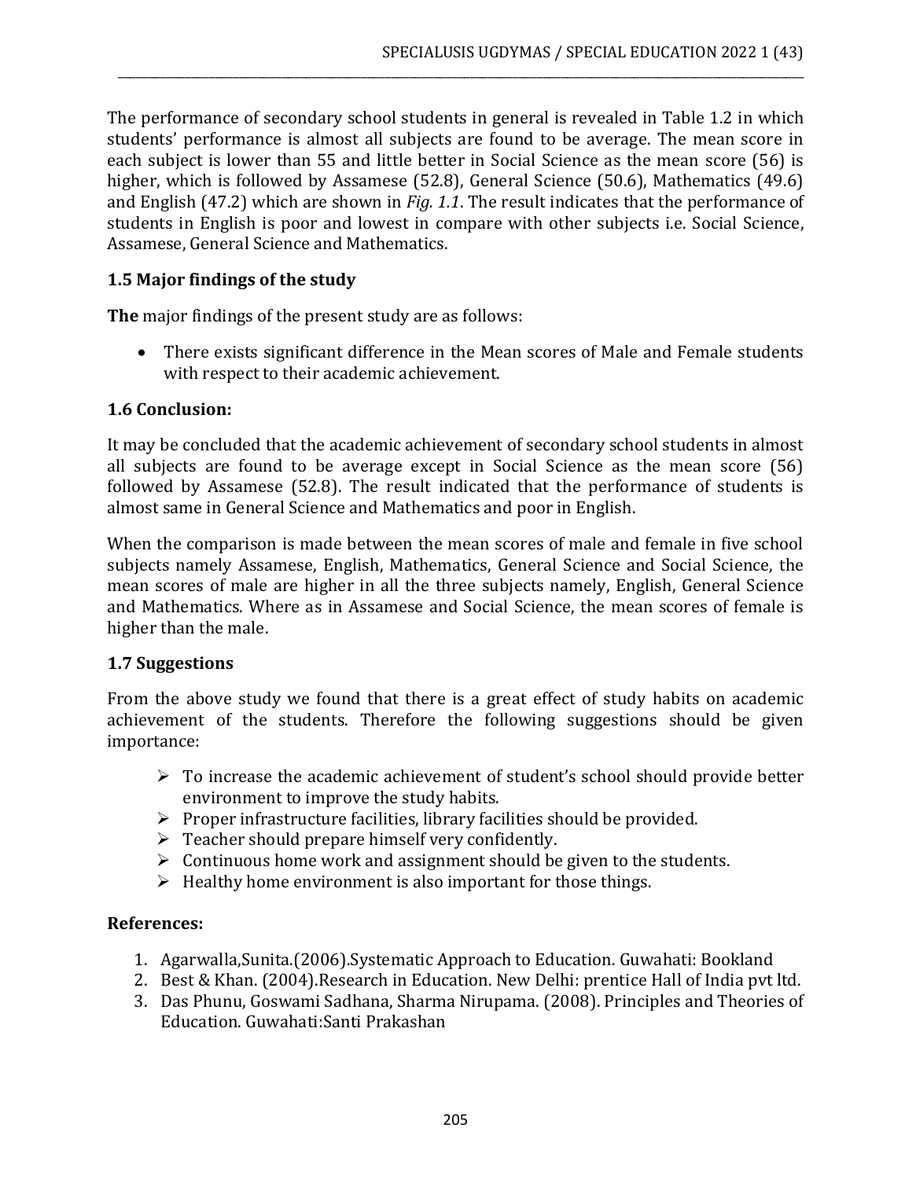The performance of secondary school students in general is revealed in Table 1.2 in which students' performance is almost all subjects are found to be average. The mean score in each subject is lower than 55 and little better in Social Science as the mean score (56) is higher, which is followed by Assamese (52.8), General Science (50.6), Mathematics (49.6) and English (47.2) which are shown in *Fig. 1.1*. The result indicates that the performance of students in English is poor and lowest in compare with other subjects i.e. Social Science, Assamese, General Science and Mathematics.

### 1.5 Major findings of the study

**The** major findings of the present study are as follows:

- There exists significant difference in the Mean scores of Male and Female students with respect to their academic achievement.

### 1.6 Conclusion:

It may be concluded that the academic achievement of secondary school students in almost all subjects are found to be average except in Social Science as the mean score (56) followed by Assamese (52.8). The result indicated that the performance of students is almost same in General Science and Mathematics and poor in English.

When the comparison is made between the mean scores of male and female in five school subjects namely Assamese, English, Mathematics, General Science and Social Science, the mean scores of male are higher in all the three subjects namely, English, General Science and Mathematics. Where as in Assamese and Social Science, the mean scores of female is higher than the male.

### 1.7 Suggestions

From the above study we found that there is a great effect of study habits on academic achievement of the students. Therefore the following suggestions should be given importance:

- To increase the academic achievement of student's school should provide better environment to improve the study habits.
- Proper infrastructure facilities, library facilities should be provided.
- Teacher should prepare himself very confidently.
- Continuous home work and assignment should be given to the students.
- Healthy home environment is also important for those things.

### References:

1. Agarwalla,Sunita.(2006).Systematic Approach to Education. Guwahati: Bookland
2. Best & Khan. (2004).Research in Education. New Delhi: prentice Hall of India pvt ltd.
3. Das Phunu, Goswami Sadhana, Sharma Nirupama. (2008). Principles and Theories of Education. Guwahati:Santi Prakashan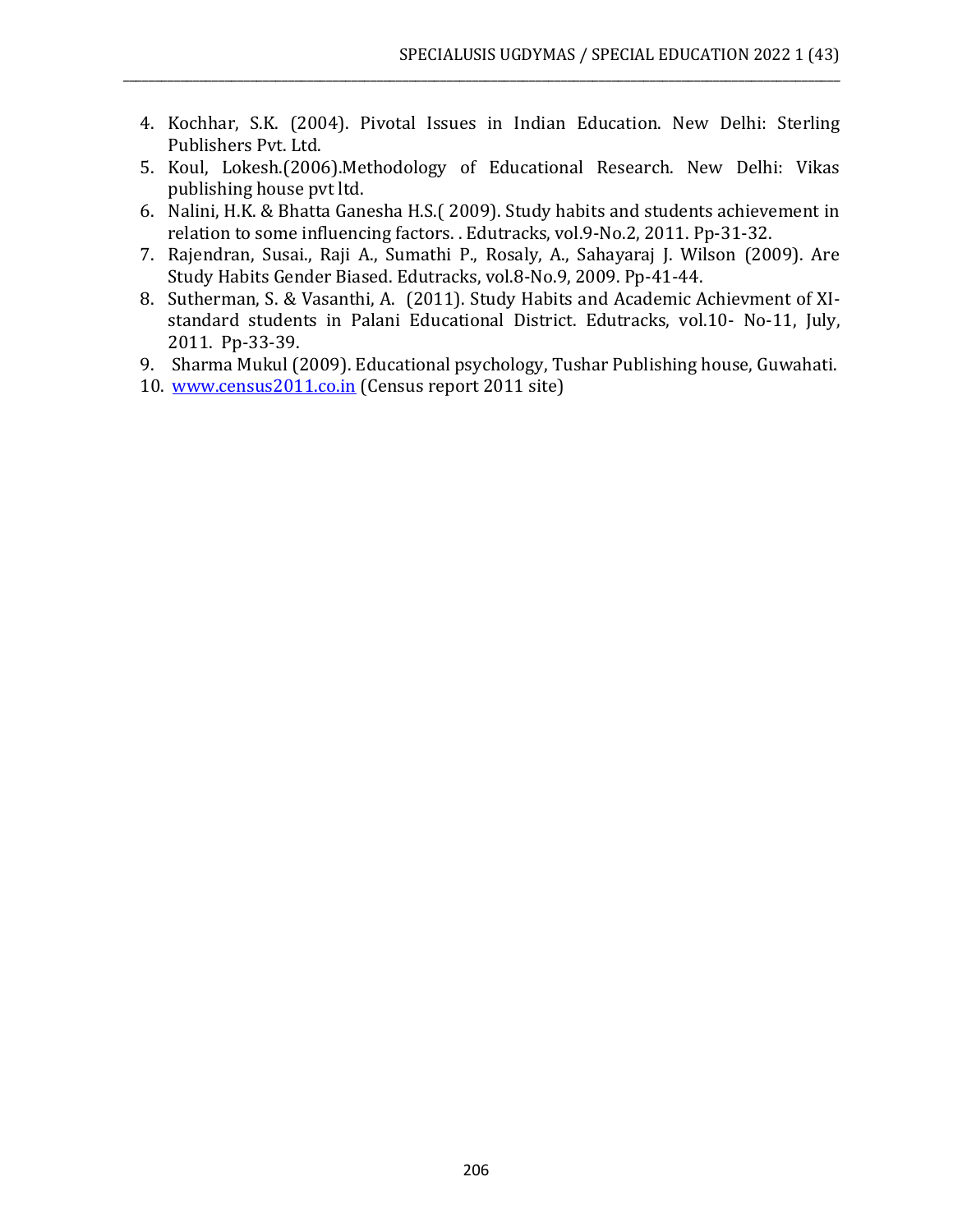4. Kochhar, S.K. (2004). Pivotal Issues in Indian Education. New Delhi: Sterling Publishers Pvt. Ltd.
5. Koul, Lokesh.(2006).Methodology of Educational Research. New Delhi: Vikas publishing house pvt ltd.
6. Nalini, H.K. & Bhatta Ganesha H.S.( 2009). Study habits and students achievement in relation to some influencing factors. . Edutracks, vol.9-No.2, 2011. Pp-31-32.
7. Rajendran, Susai., Raji A., Sumathi P., Rosaly, A., Sahayaraj J. Wilson (2009). Are Study Habits Gender Biased. Edutracks, vol.8-No.9, 2009. Pp-41-44.
8. Sutherman, S. & Vasanthi, A. (2011). Study Habits and Academic Achievment of XI-standard students in Palani Educational District. Edutracks, vol.10- No-11, July, 2011. Pp-33-39.
9. Sharma Mukul (2009). Educational psychology, Tushar Publishing house, Guwahati.
10. [www.census2011.co.in](www.census2011.co.in) (Census report 2011 site)